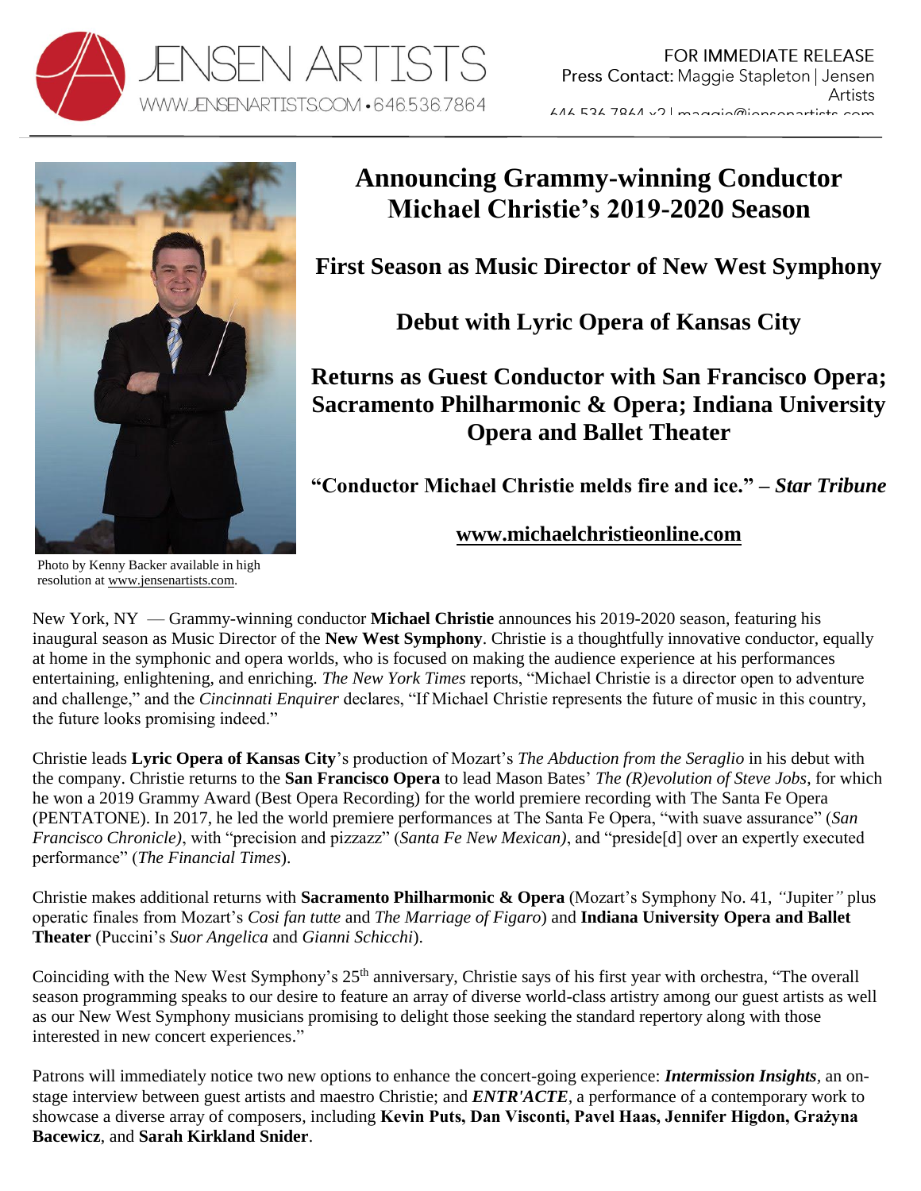JENSEN ARTISTS
WWW.JENSENARTISTS.COM • 646.536.7864

FOR IMMEDIATE RELEASE
Press Contact: Maggie Stapleton | Jensen Artists
646.536.7864 x2 | maggie@jensenartists.com

Photo by Kenny Backer available in high resolution at www.jensenartists.com.

# Announcing Grammy-winning Conductor Michael Christie's 2019-2020 Season

## First Season as Music Director of New West Symphony

## Debut with Lyric Opera of Kansas City

## Returns as Guest Conductor with San Francisco Opera; Sacramento Philharmonic & Opera; Indiana University Opera and Ballet Theater

**"Conductor Michael Christie melds fire and ice." – *Star Tribune***

**www.michaelchristieonline.com**

New York, NY — Grammy-winning conductor **Michael Christie** announces his 2019-2020 season, featuring his inaugural season as Music Director of the **New West Symphony**. Christie is a thoughtfully innovative conductor, equally at home in the symphonic and opera worlds, who is focused on making the audience experience at his performances entertaining, enlightening, and enriching. *The New York Times* reports, "Michael Christie is a director open to adventure and challenge," and the *Cincinnati Enquirer* declares, "If Michael Christie represents the future of music in this country, the future looks promising indeed."

Christie leads **Lyric Opera of Kansas City**'s production of Mozart's *The Abduction from the Seraglio* in his debut with the company. Christie returns to the **San Francisco Opera** to lead Mason Bates' *The (R)evolution of Steve Jobs*, for which he won a 2019 Grammy Award (Best Opera Recording) for the world premiere recording with The Santa Fe Opera (PENTATONE). In 2017, he led the world premiere performances at The Santa Fe Opera, "with suave assurance" (*San Francisco Chronicle)*, with "precision and pizzazz" (*Santa Fe New Mexican)*, and "preside[d] over an expertly executed performance" (*The Financial Times*).

Christie makes additional returns with **Sacramento Philharmonic & Opera** (Mozart's Symphony No. 41, *"*Jupiter*"* plus operatic finales from Mozart's *Cosi fan tutte* and *The Marriage of Figaro*) and **Indiana University Opera and Ballet Theater** (Puccini's *Suor Angelica* and *Gianni Schicchi*).

Coinciding with the New West Symphony's 25th anniversary, Christie says of his first year with orchestra, "The overall season programming speaks to our desire to feature an array of diverse world-class artistry among our guest artists as well as our New West Symphony musicians promising to delight those seeking the standard repertory along with those interested in new concert experiences."

Patrons will immediately notice two new options to enhance the concert-going experience: ***Intermission Insights***, an on-stage interview between guest artists and maestro Christie; and ***ENTR'ACTE***, a performance of a contemporary work to showcase a diverse array of composers, including **Kevin Puts, Dan Visconti, Pavel Haas, Jennifer Higdon, Grażyna Bacewicz**, and **Sarah Kirkland Snider**.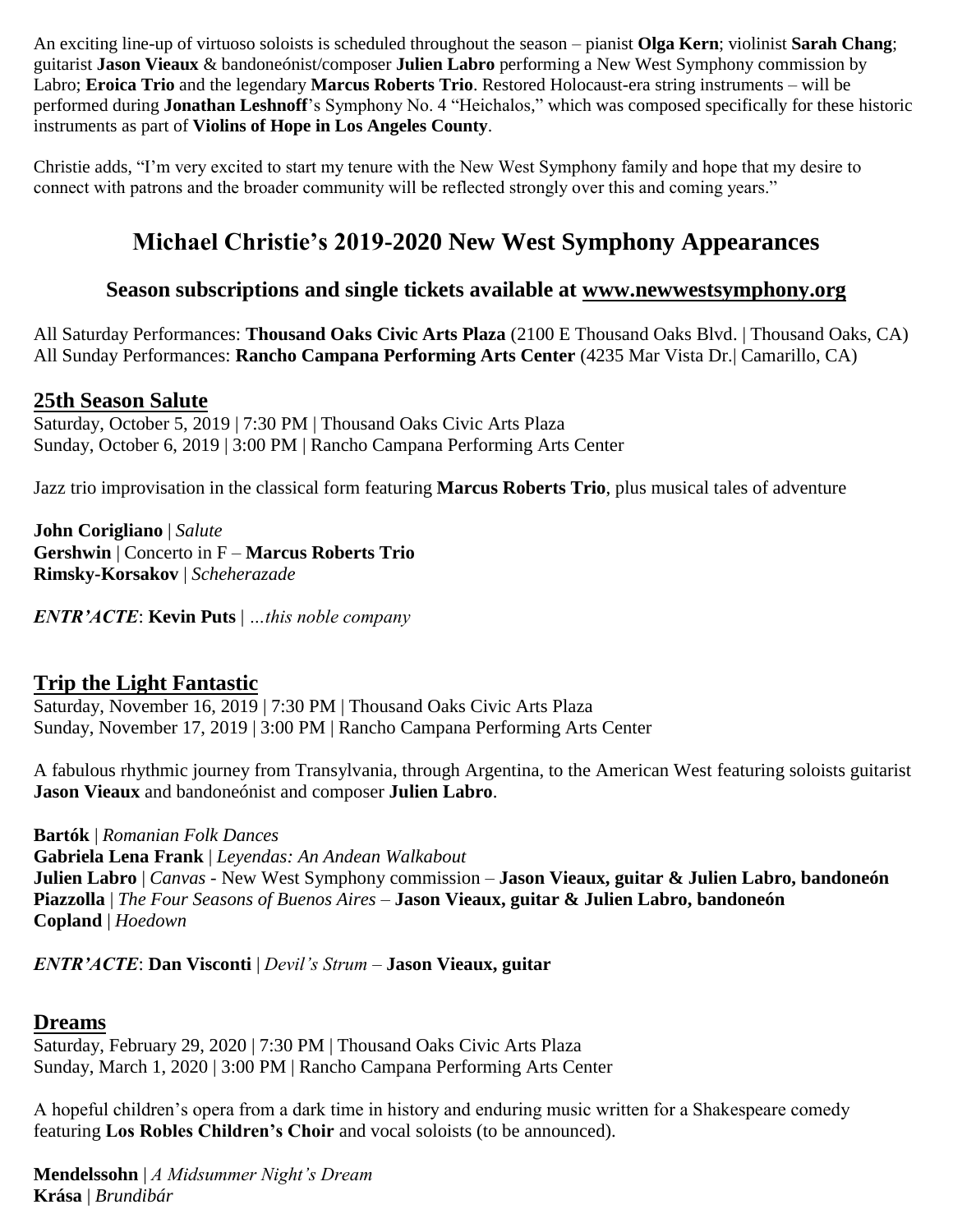An exciting line-up of virtuoso soloists is scheduled throughout the season – pianist **Olga Kern**; violinist **Sarah Chang**; guitarist **Jason Vieaux** & bandoneónist/composer **Julien Labro** performing a New West Symphony commission by Labro; **Eroica Trio** and the legendary **Marcus Roberts Trio**. Restored Holocaust-era string instruments – will be performed during **Jonathan Leshnoff**'s Symphony No. 4 "Heichalos," which was composed specifically for these historic instruments as part of **Violins of Hope in Los Angeles County**.

Christie adds, "I'm very excited to start my tenure with the New West Symphony family and hope that my desire to connect with patrons and the broader community will be reflected strongly over this and coming years."

## Michael Christie's 2019-2020 New West Symphony Appearances

### Season subscriptions and single tickets available at www.newwestsymphony.org

All Saturday Performances: **Thousand Oaks Civic Arts Plaza** (2100 E Thousand Oaks Blvd. | Thousand Oaks, CA)
All Sunday Performances: **Rancho Campana Performing Arts Center** (4235 Mar Vista Dr.| Camarillo, CA)

### 25th Season Salute

Saturday, October 5, 2019 | 7:30 PM | Thousand Oaks Civic Arts Plaza
Sunday, October 6, 2019 | 3:00 PM | Rancho Campana Performing Arts Center

Jazz trio improvisation in the classical form featuring **Marcus Roberts Trio**, plus musical tales of adventure

**John Corigliano** | *Salute*
**Gershwin** | Concerto in F – **Marcus Roberts Trio**
**Rimsky-Korsakov** | *Scheherazade*

***ENTR'ACTE***: **Kevin Puts** | *...this noble company*

### Trip the Light Fantastic

Saturday, November 16, 2019 | 7:30 PM | Thousand Oaks Civic Arts Plaza
Sunday, November 17, 2019 | 3:00 PM | Rancho Campana Performing Arts Center

A fabulous rhythmic journey from Transylvania, through Argentina, to the American West featuring soloists guitarist **Jason Vieaux** and bandoneónist and composer **Julien Labro**.

**Bartók** | *Romanian Folk Dances*
**Gabriela Lena Frank** | *Leyendas: An Andean Walkabout*
**Julien Labro** | *Canvas* - New West Symphony commission – **Jason Vieaux, guitar & Julien Labro, bandoneón**
**Piazzolla** | *The Four Seasons of Buenos Aires* – **Jason Vieaux, guitar & Julien Labro, bandoneón**
**Copland** | *Hoedown*

***ENTR'ACTE***: **Dan Visconti** | *Devil's Strum* – **Jason Vieaux, guitar**

### Dreams

Saturday, February 29, 2020 | 7:30 PM | Thousand Oaks Civic Arts Plaza
Sunday, March 1, 2020 | 3:00 PM | Rancho Campana Performing Arts Center

A hopeful children's opera from a dark time in history and enduring music written for a Shakespeare comedy featuring **Los Robles Children's Choir** and vocal soloists (to be announced).

**Mendelssohn** | *A Midsummer Night's Dream*
**Krása** | *Brundibár*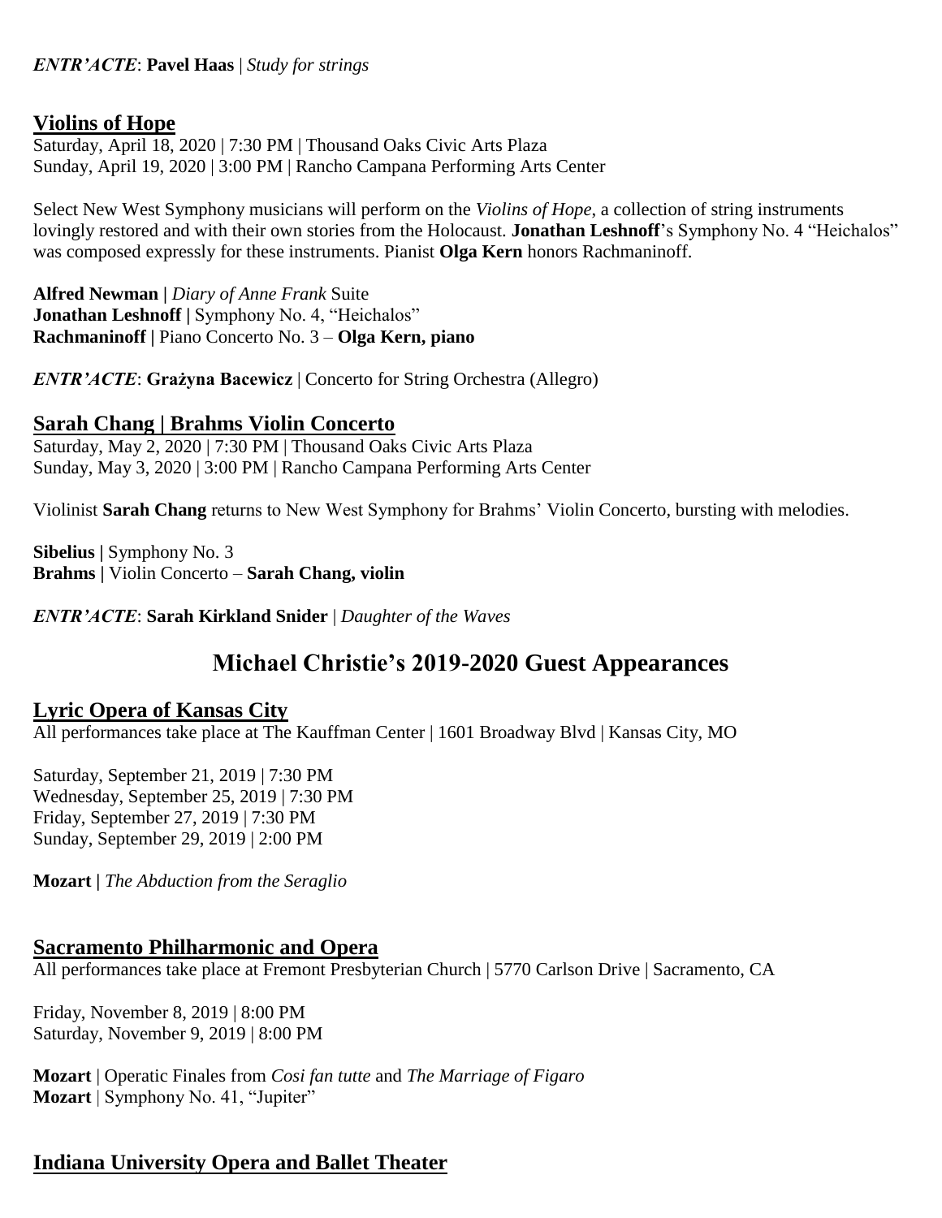***ENTR'ACTE*: Pavel Haas** | *Study for strings*

## Violins of Hope

Saturday, April 18, 2020 | 7:30 PM | Thousand Oaks Civic Arts Plaza
Sunday, April 19, 2020 | 3:00 PM | Rancho Campana Performing Arts Center

Select New West Symphony musicians will perform on the *Violins of Hope*, a collection of string instruments lovingly restored and with their own stories from the Holocaust. **Jonathan Leshnoff**'s Symphony No. 4 "Heichalos" was composed expressly for these instruments. Pianist **Olga Kern** honors Rachmaninoff.

**Alfred Newman |** *Diary of Anne Frank* Suite
**Jonathan Leshnoff |** Symphony No. 4, "Heichalos"
**Rachmaninoff |** Piano Concerto No. 3 – **Olga Kern, piano**

***ENTR'ACTE*: Grażyna Bacewicz** | Concerto for String Orchestra (Allegro)

## Sarah Chang | Brahms Violin Concerto

Saturday, May 2, 2020 | 7:30 PM | Thousand Oaks Civic Arts Plaza
Sunday, May 3, 2020 | 3:00 PM | Rancho Campana Performing Arts Center

Violinist **Sarah Chang** returns to New West Symphony for Brahms' Violin Concerto, bursting with melodies.

**Sibelius |** Symphony No. 3
**Brahms |** Violin Concerto – **Sarah Chang, violin**

***ENTR'ACTE*: Sarah Kirkland Snider** | *Daughter of the Waves*

# Michael Christie's 2019-2020 Guest Appearances

## Lyric Opera of Kansas City

All performances take place at The Kauffman Center | 1601 Broadway Blvd | Kansas City, MO

Saturday, September 21, 2019 | 7:30 PM
Wednesday, September 25, 2019 | 7:30 PM
Friday, September 27, 2019 | 7:30 PM
Sunday, September 29, 2019 | 2:00 PM

**Mozart |** *The Abduction from the Seraglio*

## Sacramento Philharmonic and Opera

All performances take place at Fremont Presbyterian Church | 5770 Carlson Drive | Sacramento, CA

Friday, November 8, 2019 | 8:00 PM
Saturday, November 9, 2019 | 8:00 PM

**Mozart** | Operatic Finales from *Cosi fan tutte* and *The Marriage of Figaro*
**Mozart** | Symphony No. 41, "Jupiter"

## Indiana University Opera and Ballet Theater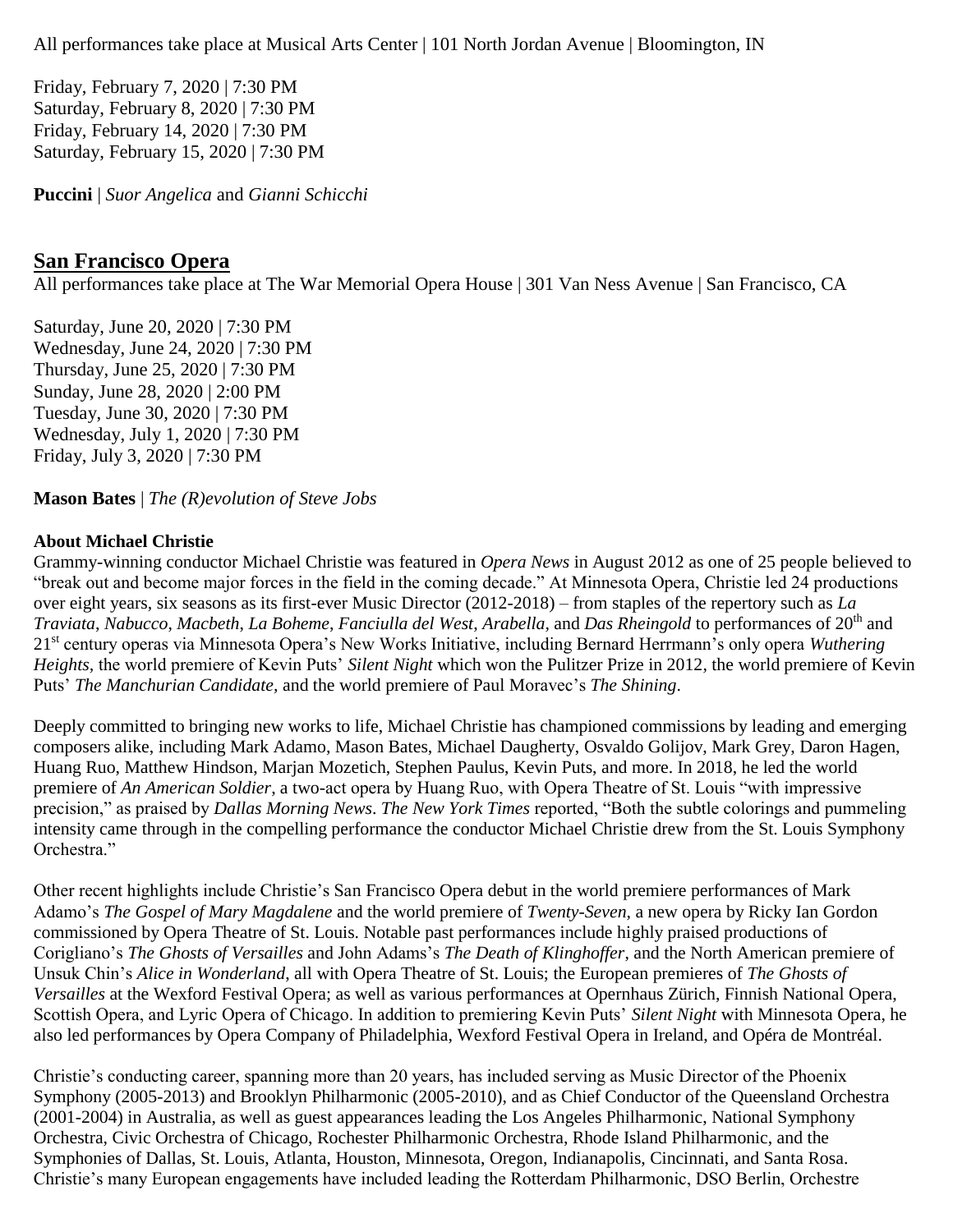All performances take place at Musical Arts Center | 101 North Jordan Avenue | Bloomington, IN

Friday, February 7, 2020 | 7:30 PM
Saturday, February 8, 2020 | 7:30 PM
Friday, February 14, 2020 | 7:30 PM
Saturday, February 15, 2020 | 7:30 PM

**Puccini** | *Suor Angelica* and *Gianni Schicchi*

## San Francisco Opera

All performances take place at The War Memorial Opera House | 301 Van Ness Avenue | San Francisco, CA

Saturday, June 20, 2020 | 7:30 PM
Wednesday, June 24, 2020 | 7:30 PM
Thursday, June 25, 2020 | 7:30 PM
Sunday, June 28, 2020 | 2:00 PM
Tuesday, June 30, 2020 | 7:30 PM
Wednesday, July 1, 2020 | 7:30 PM
Friday, July 3, 2020 | 7:30 PM

**Mason Bates** | *The (R)evolution of Steve Jobs*

**About Michael Christie**

Grammy-winning conductor Michael Christie was featured in *Opera News* in August 2012 as one of 25 people believed to "break out and become major forces in the field in the coming decade." At Minnesota Opera, Christie led 24 productions over eight years, six seasons as its first-ever Music Director (2012-2018) – from staples of the repertory such as *La Traviata*, *Nabucco*, *Macbeth*, *La Boheme*, *Fanciulla del West*, *Arabella*, and *Das Rheingold* to performances of 20th and 21st century operas via Minnesota Opera's New Works Initiative, including Bernard Herrmann's only opera *Wuthering Heights*, the world premiere of Kevin Puts' *Silent Night* which won the Pulitzer Prize in 2012, the world premiere of Kevin Puts' *The Manchurian Candidate*, and the world premiere of Paul Moravec's *The Shining*.

Deeply committed to bringing new works to life, Michael Christie has championed commissions by leading and emerging composers alike, including Mark Adamo, Mason Bates, Michael Daugherty, Osvaldo Golijov, Mark Grey, Daron Hagen, Huang Ruo, Matthew Hindson, Marjan Mozetich, Stephen Paulus, Kevin Puts, and more. In 2018, he led the world premiere of *An American Soldier*, a two-act opera by Huang Ruo, with Opera Theatre of St. Louis "with impressive precision," as praised by *Dallas Morning News*. *The New York Times* reported, "Both the subtle colorings and pummeling intensity came through in the compelling performance the conductor Michael Christie drew from the St. Louis Symphony Orchestra."

Other recent highlights include Christie's San Francisco Opera debut in the world premiere performances of Mark Adamo's *The Gospel of Mary Magdalene* and the world premiere of *Twenty-Seven*, a new opera by Ricky Ian Gordon commissioned by Opera Theatre of St. Louis. Notable past performances include highly praised productions of Corigliano's *The Ghosts of Versailles* and John Adams's *The Death of Klinghoffer*, and the North American premiere of Unsuk Chin's *Alice in Wonderland*, all with Opera Theatre of St. Louis; the European premieres of *The Ghosts of Versailles* at the Wexford Festival Opera; as well as various performances at Opernhaus Zürich, Finnish National Opera, Scottish Opera, and Lyric Opera of Chicago. In addition to premiering Kevin Puts' *Silent Night* with Minnesota Opera, he also led performances by Opera Company of Philadelphia, Wexford Festival Opera in Ireland, and Opéra de Montréal.

Christie's conducting career, spanning more than 20 years, has included serving as Music Director of the Phoenix Symphony (2005-2013) and Brooklyn Philharmonic (2005-2010), and as Chief Conductor of the Queensland Orchestra (2001-2004) in Australia, as well as guest appearances leading the Los Angeles Philharmonic, National Symphony Orchestra, Civic Orchestra of Chicago, Rochester Philharmonic Orchestra, Rhode Island Philharmonic, and the Symphonies of Dallas, St. Louis, Atlanta, Houston, Minnesota, Oregon, Indianapolis, Cincinnati, and Santa Rosa. Christie's many European engagements have included leading the Rotterdam Philharmonic, DSO Berlin, Orchestre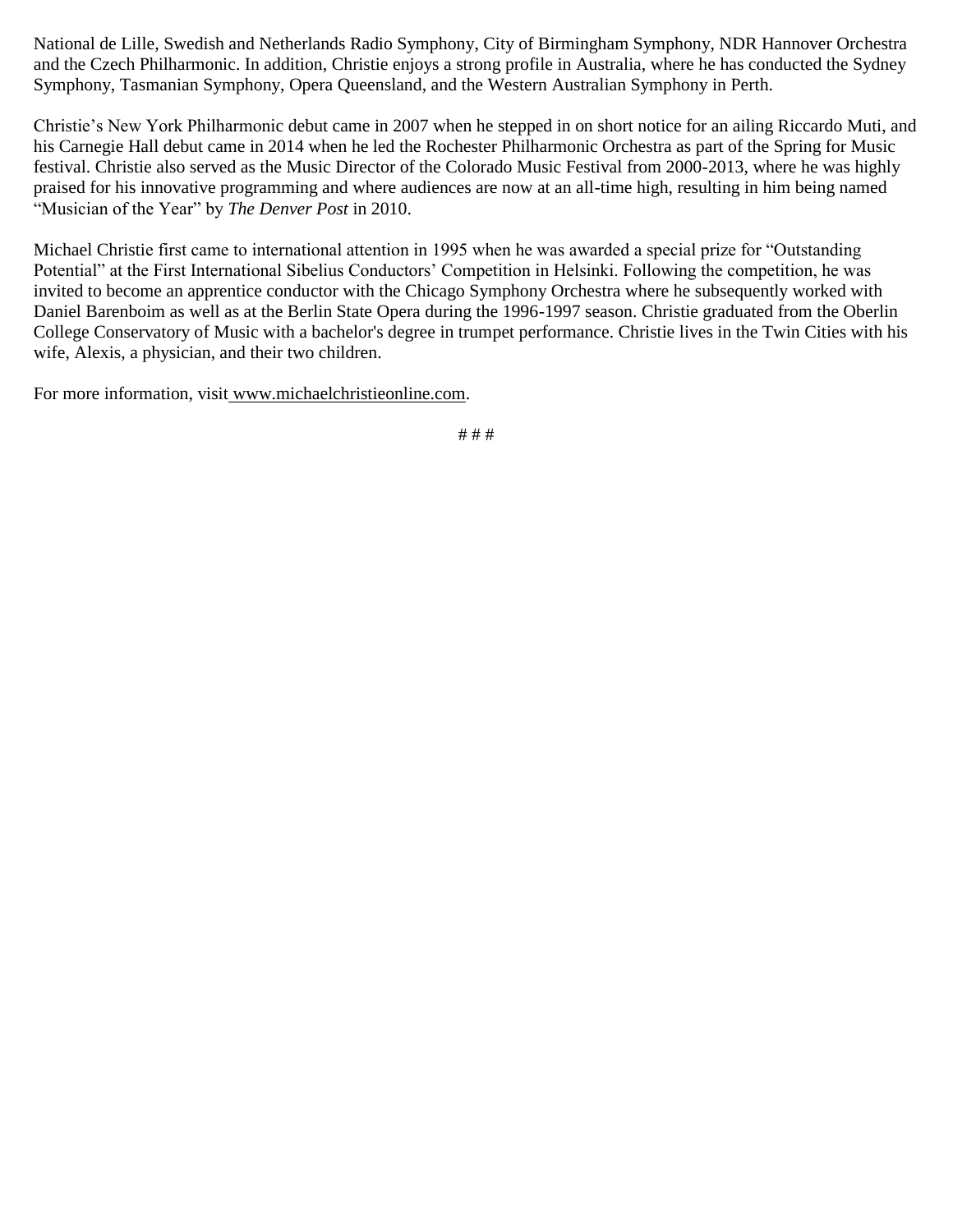National de Lille, Swedish and Netherlands Radio Symphony, City of Birmingham Symphony, NDR Hannover Orchestra and the Czech Philharmonic. In addition, Christie enjoys a strong profile in Australia, where he has conducted the Sydney Symphony, Tasmanian Symphony, Opera Queensland, and the Western Australian Symphony in Perth.

Christie's New York Philharmonic debut came in 2007 when he stepped in on short notice for an ailing Riccardo Muti, and his Carnegie Hall debut came in 2014 when he led the Rochester Philharmonic Orchestra as part of the Spring for Music festival. Christie also served as the Music Director of the Colorado Music Festival from 2000-2013, where he was highly praised for his innovative programming and where audiences are now at an all-time high, resulting in him being named "Musician of the Year" by *The Denver Post* in 2010.

Michael Christie first came to international attention in 1995 when he was awarded a special prize for "Outstanding Potential" at the First International Sibelius Conductors' Competition in Helsinki. Following the competition, he was invited to become an apprentice conductor with the Chicago Symphony Orchestra where he subsequently worked with Daniel Barenboim as well as at the Berlin State Opera during the 1996-1997 season. Christie graduated from the Oberlin College Conservatory of Music with a bachelor's degree in trumpet performance. Christie lives in the Twin Cities with his wife, Alexis, a physician, and their two children.

For more information, visit www.michaelchristieonline.com.

# # #